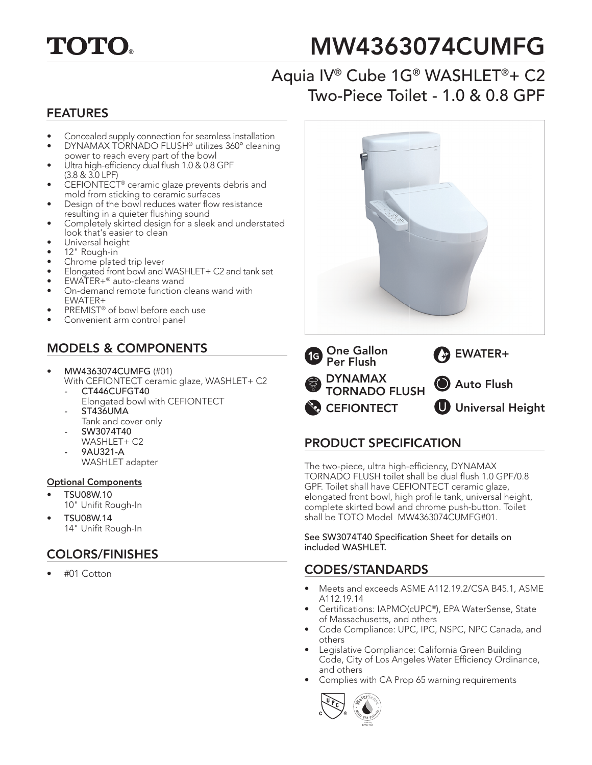# TOTO®

# MW4363074CUMFG

## Aquia IV® Cube 1G® WASHLET®+ C2 Two-Piece Toilet - 1.0 & 0.8 GPF

## FEATURES

- Concealed supply connection for seamless installation
- DYNAMAX TORNADO FLUSH® utilizes 360° cleaning power to reach every part of the bowl
- Ultra high-efficiency dual flush 1.0 & 0.8 GPF (3.8 & 3.0 LPF)
- CEFIONTECT® ceramic glaze prevents debris and mold from sticking to ceramic surfaces
- Design of the bowl reduces water flow resistance resulting in a quieter flushing sound
- Completely skirted design for a sleek and understated look that's easier to clean
- Universal height
- 12" Rough-in
- Chrome plated trip lever
- Elongated front bowl and WASHLET+ C2 and tank set
- EWATER+® auto-cleans wand
- On-demand remote function cleans wand with EWATER+
- PREMIST® of bowl before each use
- Convenient arm control panel

## MODELS & COMPONENTS

- **MW4363074CUMFG** (#01)
  With CEFIONTECT ceramic glaze, WASHLET+ C2
  - **CT446CUFGT40**
    Elongated bowl with CEFIONTECT
  - **ST436UMA**
    Tank and cover only
  - **SW3074T40**
    WASHLET+ C2
  - **9AU321-A**
    WASHLET adapter

**Optional Components**

- **TSU08W.10**
  10" Unifit Rough-In
- **TSU08W.14**
  14" Unifit Rough-In

## COLORS/FINISHES

- #01 Cotton

One Gallon Per Flush

EWATER+

DYNAMAX TORNADO FLUSH

Auto Flush

CEFIONTECT

Universal Height

## PRODUCT SPECIFICATION

The two-piece, ultra high-efficiency, DYNAMAX TORNADO FLUSH toilet shall be dual flush 1.0 GPF/0.8 GPF. Toilet shall have CEFIONTECT ceramic glaze, elongated front bowl, high profile tank, universal height, complete skirted bowl and chrome push-button. Toilet shall be TOTO Model MW4363074CUMFG#01.

See SW3074T40 Specification Sheet for details on included WASHLET.

## CODES/STANDARDS

- Meets and exceeds ASME A112.19.2/CSA B45.1, ASME A112.19.14
- Certifications: IAPMO(cUPC®), EPA WaterSense, State of Massachusetts, and others
- Code Compliance: UPC, IPC, NSPC, NPC Canada, and others
- Legislative Compliance: California Green Building Code, City of Los Angeles Water Efficiency Ordinance, and others
- Complies with CA Prop 65 warning requirements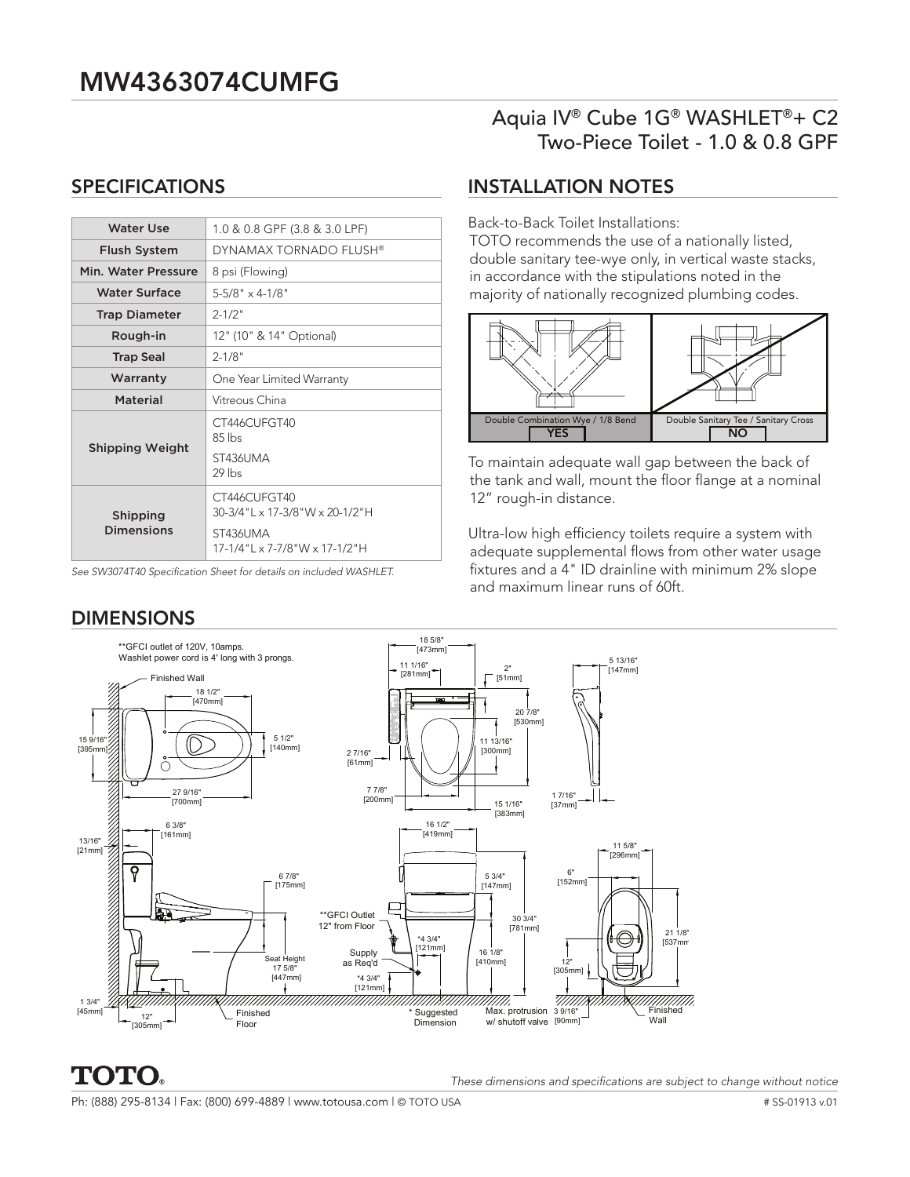# MW4363074CUMFG

Aquia IV® Cube 1G® WASHLET®+ C2
Two-Piece Toilet - 1.0 & 0.8 GPF

## SPECIFICATIONS

| | |
|---|---|
| Water Use | 1.0 & 0.8 GPF (3.8 & 3.0 LPF) |
| Flush System | DYNAMAX TORNADO FLUSH® |
| Min. Water Pressure | 8 psi (Flowing) |
| Water Surface | 5-5/8" x 4-1/8" |
| Trap Diameter | 2-1/2" |
| Rough-in | 12" (10" & 14" Optional) |
| Trap Seal | 2-1/8" |
| Warranty | One Year Limited Warranty |
| Material | Vitreous China |
| Shipping Weight | CT446CUFGT40 85 lbs<br>ST436UMA 29 lbs |
| Shipping Dimensions | CT446CUFGT40 30-3/4"L x 17-3/8"W x 20-1/2"H<br>ST436UMA 17-1/4"L x 7-7/8"W x 17-1/2"H |

*See SW3074T40 Specification Sheet for details on included WASHLET.*

## INSTALLATION NOTES

Back-to-Back Toilet Installations:
TOTO recommends the use of a nationally listed, double sanitary tee-wye only, in vertical waste stacks, in accordance with the stipulations noted in the majority of nationally recognized plumbing codes.

Double Combination Wye / 1/8 Bend
YES

Double Sanitary Tee / Sanitary Cross
NO

To maintain adequate wall gap between the back of the tank and wall, mount the floor flange at a nominal 12" rough-in distance.

Ultra-low high efficiency toilets require a system with adequate supplemental flows from other water usage fixtures and a 4" ID drainline with minimum 2% slope and maximum linear runs of 60ft.

## DIMENSIONS

**GFCI outlet of 120V, 10amps.
Washlet power cord is 4' long with 3 prongs.

Finished Wall
18 1/2" [470mm]
15 9/16" [395mm]
5 1/2" [140mm]
27 9/16" [700mm]
18 5/8" [473mm]
11 1/16" [281mm]
2" [51mm]
20 7/8" [530mm]
11 13/16" [300mm]
2 7/16" [61mm]
7 7/8" [200mm]
15 1/16" [383mm]
5 13/16" [147mm]
1 7/16" [37mm]
6 3/8" [161mm]
13/16" [21mm]
6 7/8" [175mm]
Seat Height 17 5/8" [447mm]
1 3/4" [45mm]
12" [305mm]
Finished Floor
16 1/2" [419mm]
5 3/4" [147mm]
**GFCI Outlet 12" from Floor
30 3/4" [781mm]
*4 3/4" [121mm]
Supply as Req'd
*4 3/4" [121mm]
16 1/8" [410mm]
* Suggested Dimension
Max. protrusion w/ shutoff valve
11 5/8" [296mm]
6" [152mm]
21 1/8" [537mm]
12" [305mm]
3 9/16" [90mm]
Finished Wall

*These dimensions and specifications are subject to change without notice*

TOTO®

Ph: (888) 295-8134 | Fax: (800) 699-4889 | www.totousa.com | © TOTO USA

# SS-01913 v.01